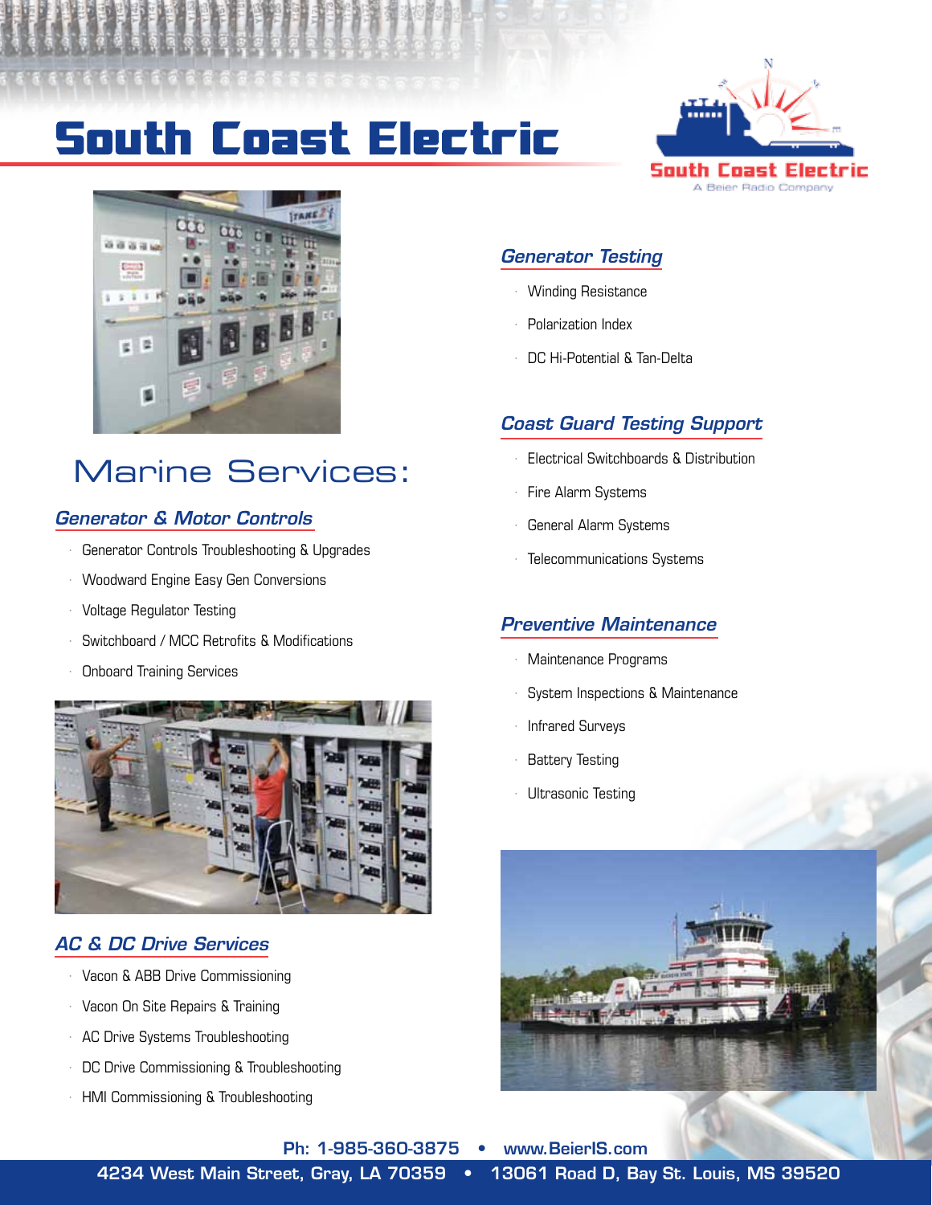# South Coast Electric

South Coast Electric
A Beier Radio Company

## Marine Services:

### Generator & Motor Controls

- Generator Controls Troubleshooting & Upgrades
- Woodward Engine Easy Gen Conversions
- Voltage Regulator Testing
- Switchboard / MCC Retrofits & Modifications
- Onboard Training Services

### AC & DC Drive Services

- Vacon & ABB Drive Commissioning
- Vacon On Site Repairs & Training
- AC Drive Systems Troubleshooting
- DC Drive Commissioning & Troubleshooting
- HMI Commissioning & Troubleshooting

### Generator Testing

- Winding Resistance
- Polarization Index
- DC Hi-Potential & Tan-Delta

### Coast Guard Testing Support

- Electrical Switchboards & Distribution
- Fire Alarm Systems
- General Alarm Systems
- Telecommunications Systems

### Preventive Maintenance

- Maintenance Programs
- System Inspections & Maintenance
- Infrared Surveys
- Battery Testing
- Ultrasonic Testing

**Ph: 1-985-360-3875 • www.BeierIS.com**

**4234 West Main Street, Gray, LA 70359 • 13061 Road D, Bay St. Louis, MS 39520**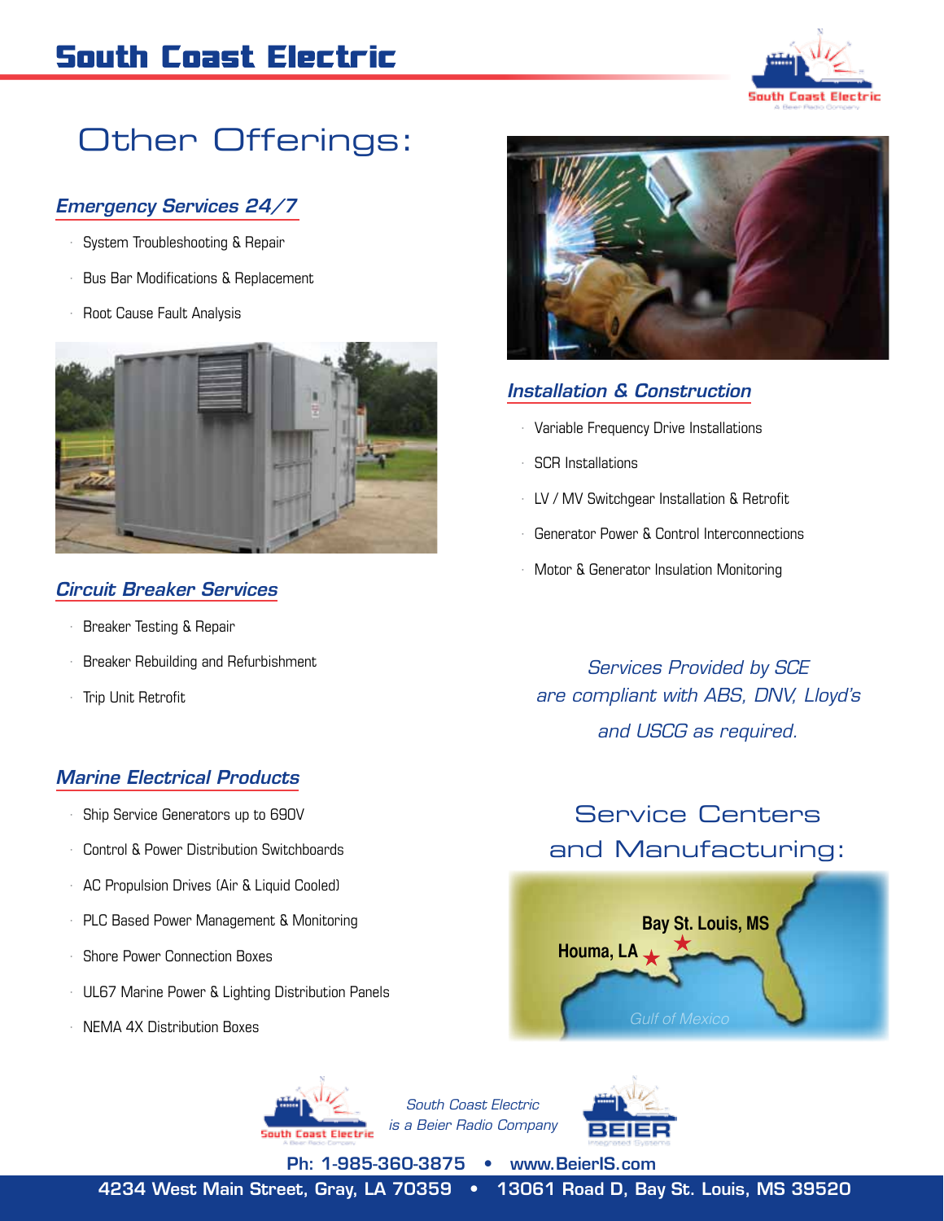# South Coast Electric

## Other Offerings:

### Emergency Services 24/7

- System Troubleshooting & Repair
- Bus Bar Modifications & Replacement
- Root Cause Fault Analysis

### Circuit Breaker Services

- Breaker Testing & Repair
- Breaker Rebuilding and Refurbishment
- Trip Unit Retrofit

### Marine Electrical Products

- Ship Service Generators up to 690V
- Control & Power Distribution Switchboards
- AC Propulsion Drives (Air & Liquid Cooled)
- PLC Based Power Management & Monitoring
- Shore Power Connection Boxes
- UL67 Marine Power & Lighting Distribution Panels
- NEMA 4X Distribution Boxes

### Installation & Construction

- Variable Frequency Drive Installations
- SCR Installations
- LV / MV Switchgear Installation & Retrofit
- Generator Power & Control Interconnections
- Motor & Generator Insulation Monitoring

*Services Provided by SCE are compliant with ABS, DNV, Lloyd's and USCG as required.*

## Service Centers and Manufacturing:

Bay St. Louis, MS

Houma, LA

Gulf of Mexico

*South Coast Electric is a Beier Radio Company*

**Ph: 1-985-360-3875 • www.BeierIS.com**

**4234 West Main Street, Gray, LA 70359 • 13061 Road D, Bay St. Louis, MS 39520**